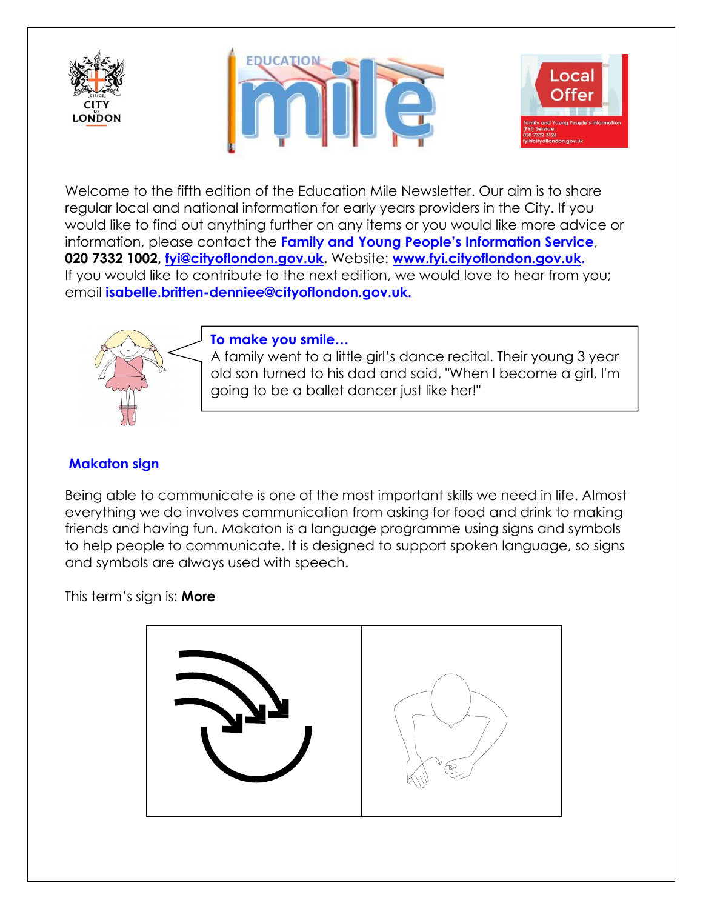Welcome to the fifth edition of the Education Mile Newsletter. Our aim is to share regular local and national information for early years providers in the City. If you would like to find out anything further on any items or you would like more advice or information, please contact the **Family and Young People's Information Service**, **020 7332 1002**, **fyi@cityoflondon.gov.uk.** Website: **www.fyi.cityoflondon.gov.uk.** If you would like to contribute to the next edition, we would love to hear from you; email **isabelle.britten-denniee@cityoflondon.gov.uk.**

**To make you smile…**
A family went to a little girl's dance recital. Their young 3 year old son turned to his dad and said, "When I become a girl, I'm going to be a ballet dancer just like her!"

## Makaton sign

Being able to communicate is one of the most important skills we need in life. Almost everything we do involves communication from asking for food and drink to making friends and having fun. Makaton is a language programme using signs and symbols to help people to communicate. It is designed to support spoken language, so signs and symbols are always used with speech.

This term's sign is: **More**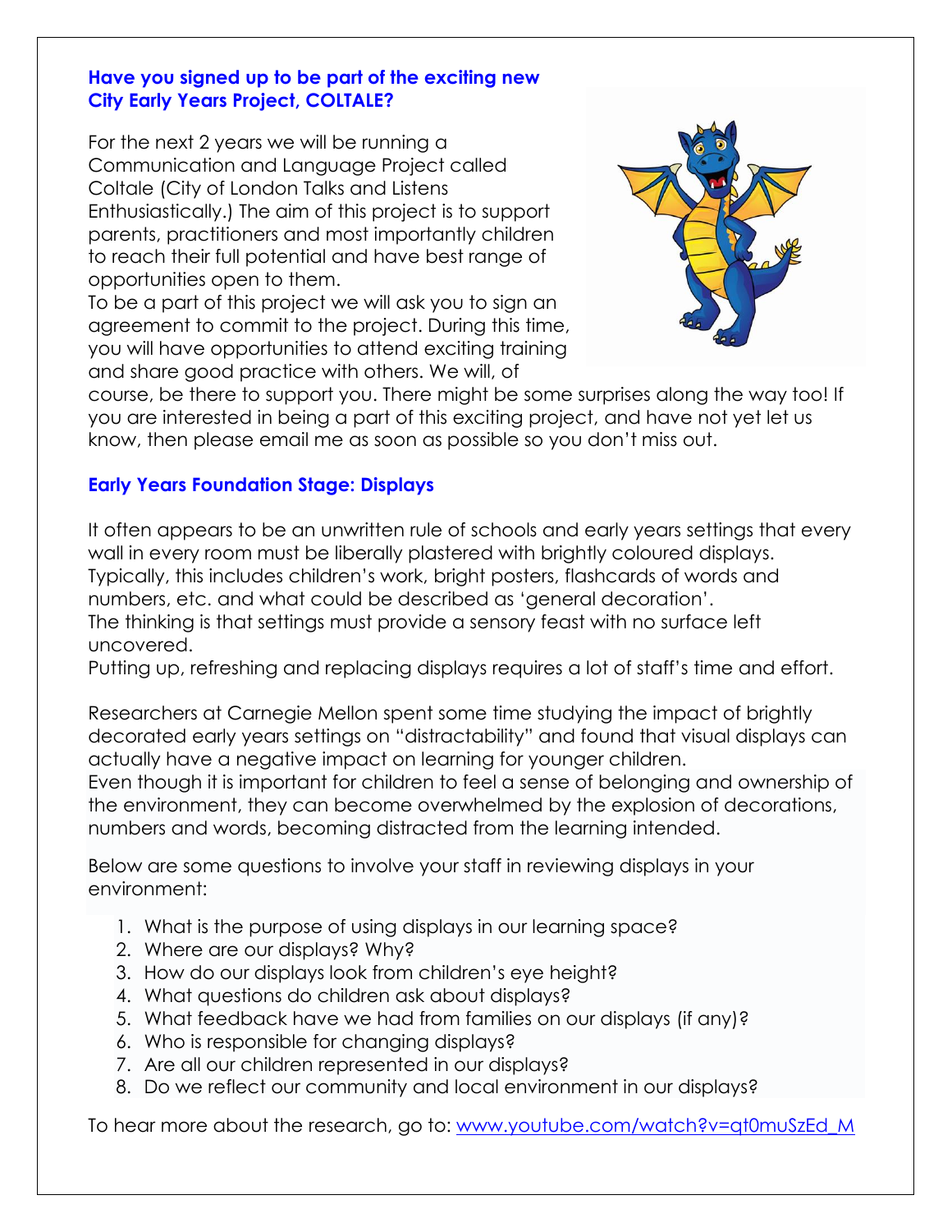### **Have you signed up to be part of the exciting new City Early Years Project, COLTALE?**

For the next 2 years we will be running a Communication and Language Project called Coltale (City of London Talks and Listens Enthusiastically.) The aim of this project is to support parents, practitioners and most importantly children to reach their full potential and have best range of opportunities open to them.

To be a part of this project we will ask you to sign an agreement to commit to the project. During this time, you will have opportunities to attend exciting training and share good practice with others. We will, of course, be there to support you. There might be some surprises along the way too! If you are interested in being a part of this exciting project, and have not yet let us know, then please email me as soon as possible so you don't miss out.

### **Early Years Foundation Stage: Displays**

It often appears to be an unwritten rule of schools and early years settings that every wall in every room must be liberally plastered with brightly coloured displays. Typically, this includes children's work, bright posters, flashcards of words and numbers, etc. and what could be described as 'general decoration'.

The thinking is that settings must provide a sensory feast with no surface left uncovered.

Putting up, refreshing and replacing displays requires a lot of staff's time and effort.

Researchers at Carnegie Mellon spent some time studying the impact of brightly decorated early years settings on "distractability" and found that visual displays can actually have a negative impact on learning for younger children.

Even though it is important for children to feel a sense of belonging and ownership of the environment, they can become overwhelmed by the explosion of decorations, numbers and words, becoming distracted from the learning intended.

Below are some questions to involve your staff in reviewing displays in your environment:

1. What is the purpose of using displays in our learning space?
2. Where are our displays? Why?
3. How do our displays look from children's eye height?
4. What questions do children ask about displays?
5. What feedback have we had from families on our displays (if any)?
6. Who is responsible for changing displays?
7. Are all our children represented in our displays?
8. Do we reflect our community and local environment in our displays?

To hear more about the research, go to: [www.youtube.com/watch?v=qt0muSzEd_M](www.youtube.com/watch?v=qt0muSzEd_M)